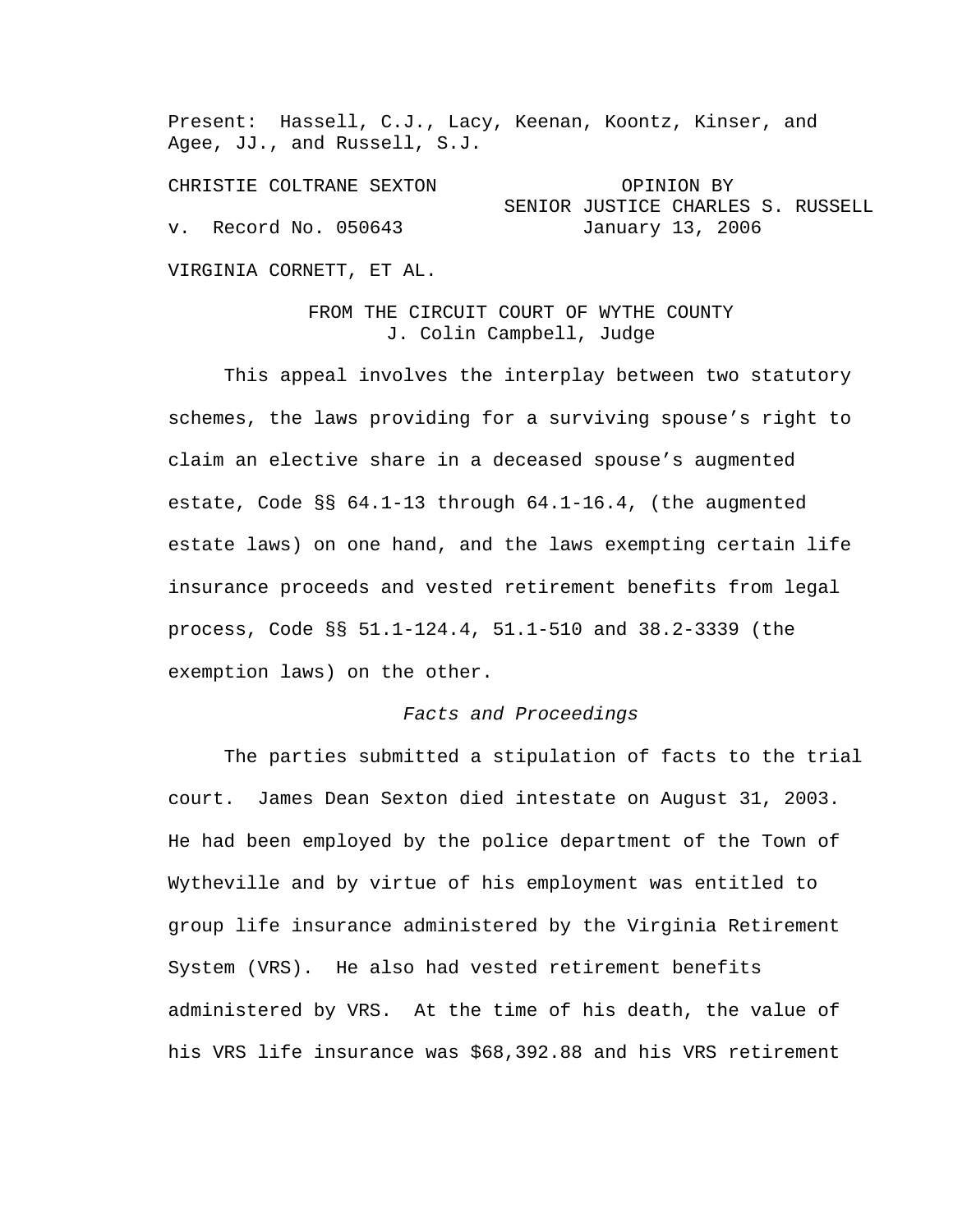Present: Hassell, C.J., Lacy, Keenan, Koontz, Kinser, and Agee, JJ., and Russell, S.J.

CHRISTIE COLTRANE SEXTON

v. Record No. 050643

VIRGINIA CORNETT, ET AL.

OPINION BY SENIOR JUSTICE CHARLES S. RUSSELL
January 13, 2006

FROM THE CIRCUIT COURT OF WYTHE COUNTY
J. Colin Campbell, Judge

This appeal involves the interplay between two statutory schemes, the laws providing for a surviving spouse's right to claim an elective share in a deceased spouse's augmented estate, Code §§ 64.1-13 through 64.1-16.4, (the augmented estate laws) on one hand, and the laws exempting certain life insurance proceeds and vested retirement benefits from legal process, Code §§ 51.1-124.4, 51.1-510 and 38.2-3339 (the exemption laws) on the other.

*Facts and Proceedings*

The parties submitted a stipulation of facts to the trial court. James Dean Sexton died intestate on August 31, 2003. He had been employed by the police department of the Town of Wytheville and by virtue of his employment was entitled to group life insurance administered by the Virginia Retirement System (VRS). He also had vested retirement benefits administered by VRS. At the time of his death, the value of his VRS life insurance was $68,392.88 and his VRS retirement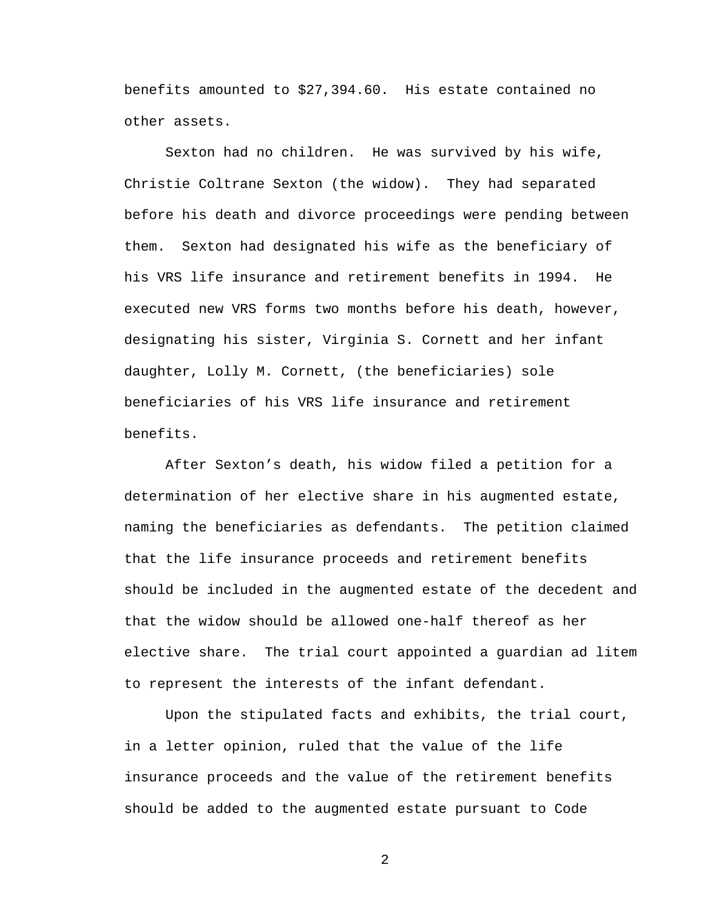benefits amounted to $27,394.60. His estate contained no other assets.

Sexton had no children. He was survived by his wife, Christie Coltrane Sexton (the widow). They had separated before his death and divorce proceedings were pending between them. Sexton had designated his wife as the beneficiary of his VRS life insurance and retirement benefits in 1994. He executed new VRS forms two months before his death, however, designating his sister, Virginia S. Cornett and her infant daughter, Lolly M. Cornett, (the beneficiaries) sole beneficiaries of his VRS life insurance and retirement benefits.

After Sexton's death, his widow filed a petition for a determination of her elective share in his augmented estate, naming the beneficiaries as defendants. The petition claimed that the life insurance proceeds and retirement benefits should be included in the augmented estate of the decedent and that the widow should be allowed one-half thereof as her elective share. The trial court appointed a guardian ad litem to represent the interests of the infant defendant.

Upon the stipulated facts and exhibits, the trial court, in a letter opinion, ruled that the value of the life insurance proceeds and the value of the retirement benefits should be added to the augmented estate pursuant to Code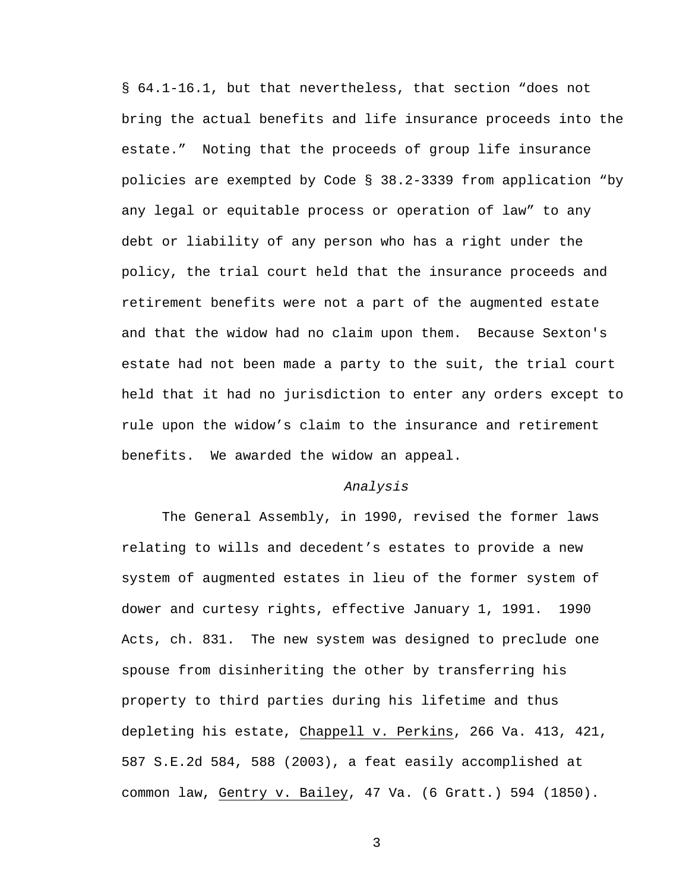§ 64.1-16.1, but that nevertheless, that section "does not bring the actual benefits and life insurance proceeds into the estate." Noting that the proceeds of group life insurance policies are exempted by Code § 38.2-3339 from application "by any legal or equitable process or operation of law" to any debt or liability of any person who has a right under the policy, the trial court held that the insurance proceeds and retirement benefits were not a part of the augmented estate and that the widow had no claim upon them. Because Sexton's estate had not been made a party to the suit, the trial court held that it had no jurisdiction to enter any orders except to rule upon the widow's claim to the insurance and retirement benefits. We awarded the widow an appeal.

*Analysis*

The General Assembly, in 1990, revised the former laws relating to wills and decedent's estates to provide a new system of augmented estates in lieu of the former system of dower and curtesy rights, effective January 1, 1991. 1990 Acts, ch. 831. The new system was designed to preclude one spouse from disinheriting the other by transferring his property to third parties during his lifetime and thus depleting his estate, Chappell v. Perkins, 266 Va. 413, 421, 587 S.E.2d 584, 588 (2003), a feat easily accomplished at common law, Gentry v. Bailey, 47 Va. (6 Gratt.) 594 (1850).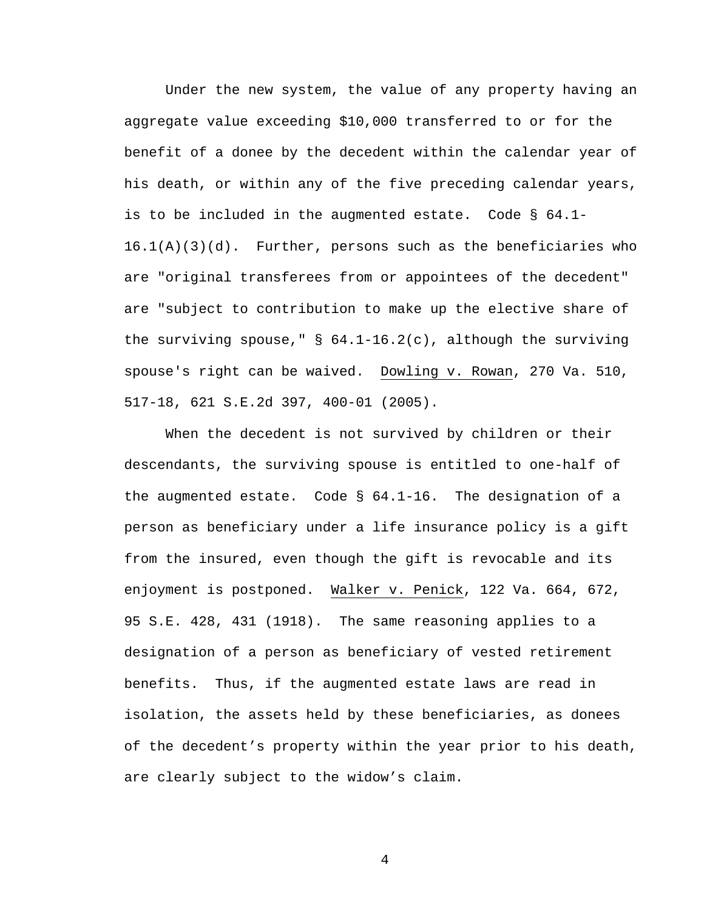Under the new system, the value of any property having an aggregate value exceeding $10,000 transferred to or for the benefit of a donee by the decedent within the calendar year of his death, or within any of the five preceding calendar years, is to be included in the augmented estate. Code § 64.1-16.1(A)(3)(d). Further, persons such as the beneficiaries who are "original transferees from or appointees of the decedent" are "subject to contribution to make up the elective share of the surviving spouse," § 64.1-16.2(c), although the surviving spouse's right can be waived. Dowling v. Rowan, 270 Va. 510, 517-18, 621 S.E.2d 397, 400-01 (2005).

When the decedent is not survived by children or their descendants, the surviving spouse is entitled to one-half of the augmented estate. Code § 64.1-16. The designation of a person as beneficiary under a life insurance policy is a gift from the insured, even though the gift is revocable and its enjoyment is postponed. Walker v. Penick, 122 Va. 664, 672, 95 S.E. 428, 431 (1918). The same reasoning applies to a designation of a person as beneficiary of vested retirement benefits. Thus, if the augmented estate laws are read in isolation, the assets held by these beneficiaries, as donees of the decedent's property within the year prior to his death, are clearly subject to the widow's claim.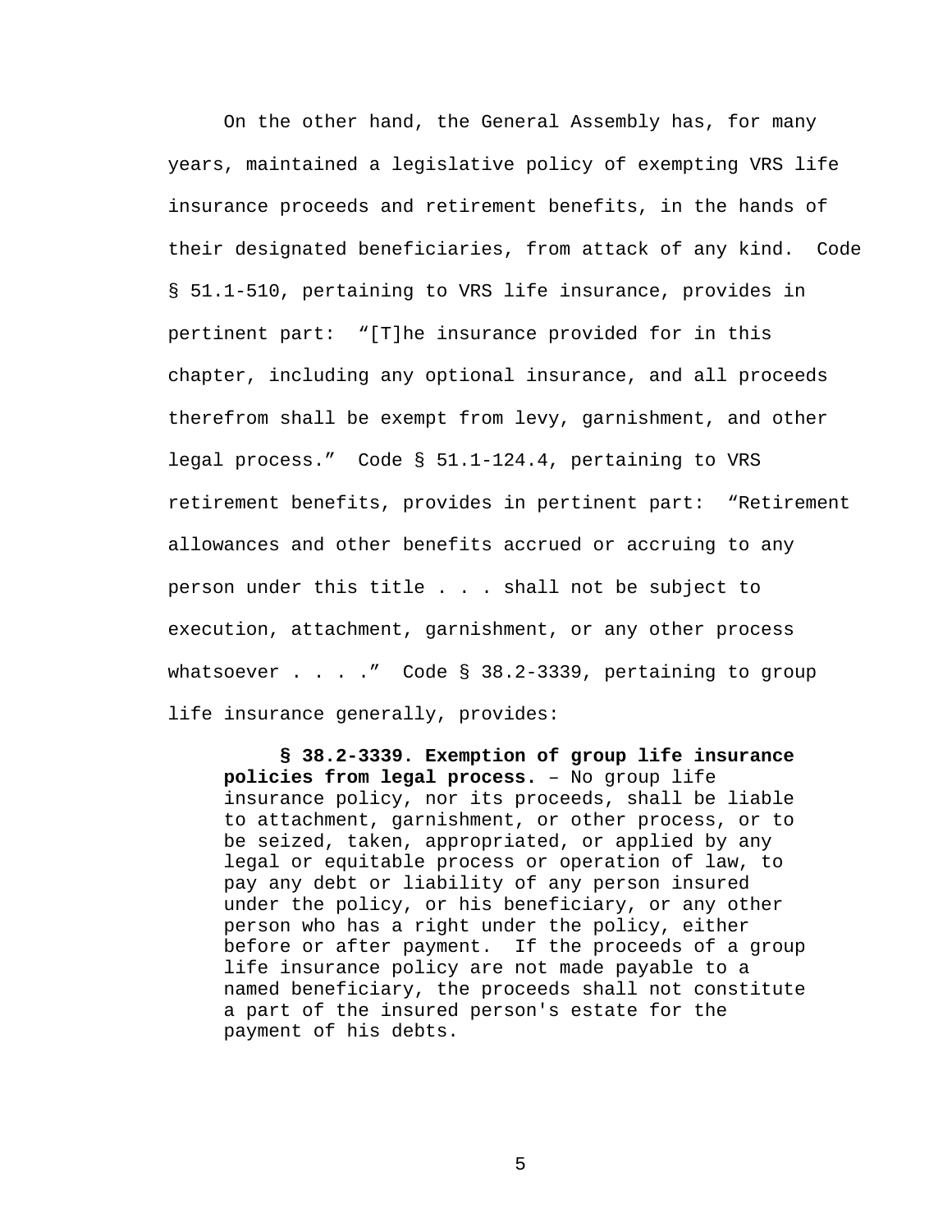On the other hand, the General Assembly has, for many years, maintained a legislative policy of exempting VRS life insurance proceeds and retirement benefits, in the hands of their designated beneficiaries, from attack of any kind. Code § 51.1-510, pertaining to VRS life insurance, provides in pertinent part: "[T]he insurance provided for in this chapter, including any optional insurance, and all proceeds therefrom shall be exempt from levy, garnishment, and other legal process." Code § 51.1-124.4, pertaining to VRS retirement benefits, provides in pertinent part: "Retirement allowances and other benefits accrued or accruing to any person under this title . . . shall not be subject to execution, attachment, garnishment, or any other process whatsoever . . . ." Code § 38.2-3339, pertaining to group life insurance generally, provides:

> **§ 38.2-3339. Exemption of group life insurance policies from legal process.** – No group life insurance policy, nor its proceeds, shall be liable to attachment, garnishment, or other process, or to be seized, taken, appropriated, or applied by any legal or equitable process or operation of law, to pay any debt or liability of any person insured under the policy, or his beneficiary, or any other person who has a right under the policy, either before or after payment. If the proceeds of a group life insurance policy are not made payable to a named beneficiary, the proceeds shall not constitute a part of the insured person's estate for the payment of his debts.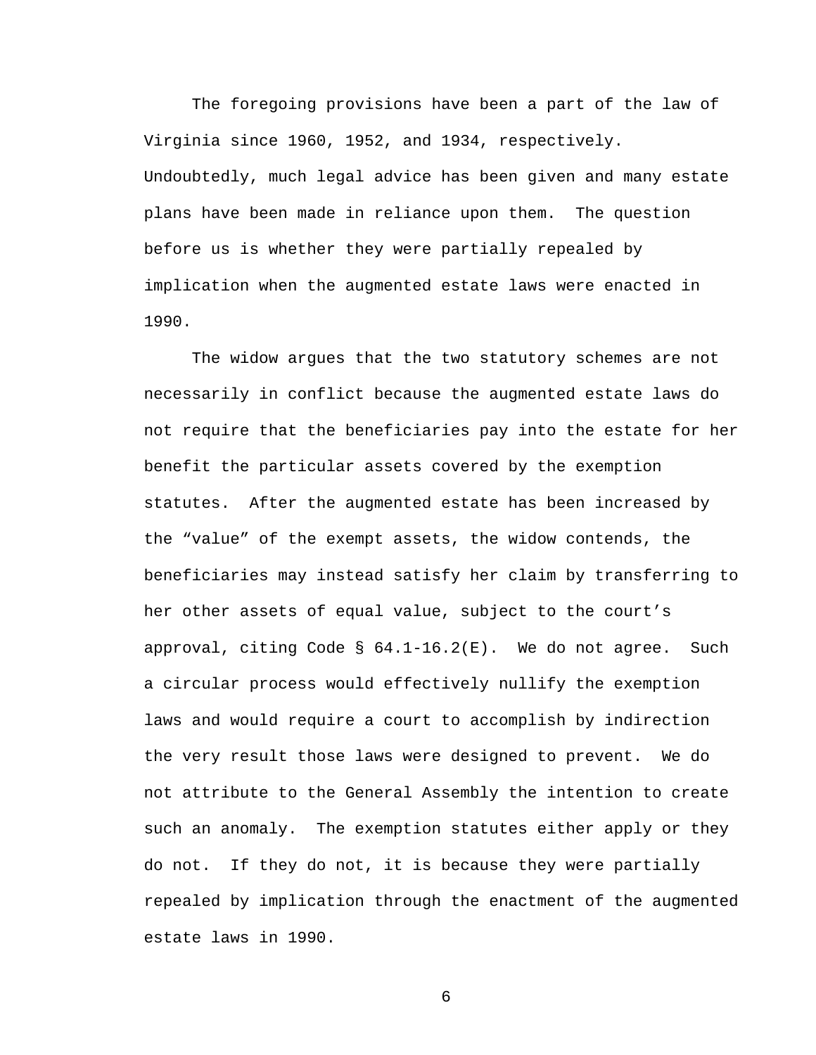The foregoing provisions have been a part of the law of Virginia since 1960, 1952, and 1934, respectively. Undoubtedly, much legal advice has been given and many estate plans have been made in reliance upon them. The question before us is whether they were partially repealed by implication when the augmented estate laws were enacted in 1990.

The widow argues that the two statutory schemes are not necessarily in conflict because the augmented estate laws do not require that the beneficiaries pay into the estate for her benefit the particular assets covered by the exemption statutes. After the augmented estate has been increased by the "value" of the exempt assets, the widow contends, the beneficiaries may instead satisfy her claim by transferring to her other assets of equal value, subject to the court's approval, citing Code § 64.1-16.2(E). We do not agree. Such a circular process would effectively nullify the exemption laws and would require a court to accomplish by indirection the very result those laws were designed to prevent. We do not attribute to the General Assembly the intention to create such an anomaly. The exemption statutes either apply or they do not. If they do not, it is because they were partially repealed by implication through the enactment of the augmented estate laws in 1990.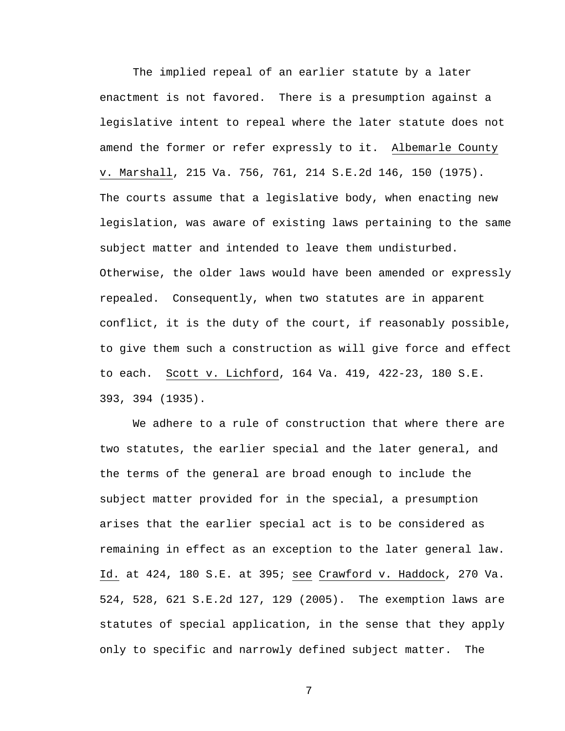The implied repeal of an earlier statute by a later enactment is not favored. There is a presumption against a legislative intent to repeal where the later statute does not amend the former or refer expressly to it. Albemarle County v. Marshall, 215 Va. 756, 761, 214 S.E.2d 146, 150 (1975). The courts assume that a legislative body, when enacting new legislation, was aware of existing laws pertaining to the same subject matter and intended to leave them undisturbed. Otherwise, the older laws would have been amended or expressly repealed. Consequently, when two statutes are in apparent conflict, it is the duty of the court, if reasonably possible, to give them such a construction as will give force and effect to each. Scott v. Lichford, 164 Va. 419, 422-23, 180 S.E. 393, 394 (1935).

We adhere to a rule of construction that where there are two statutes, the earlier special and the later general, and the terms of the general are broad enough to include the subject matter provided for in the special, a presumption arises that the earlier special act is to be considered as remaining in effect as an exception to the later general law. Id. at 424, 180 S.E. at 395; see Crawford v. Haddock, 270 Va. 524, 528, 621 S.E.2d 127, 129 (2005). The exemption laws are statutes of special application, in the sense that they apply only to specific and narrowly defined subject matter. The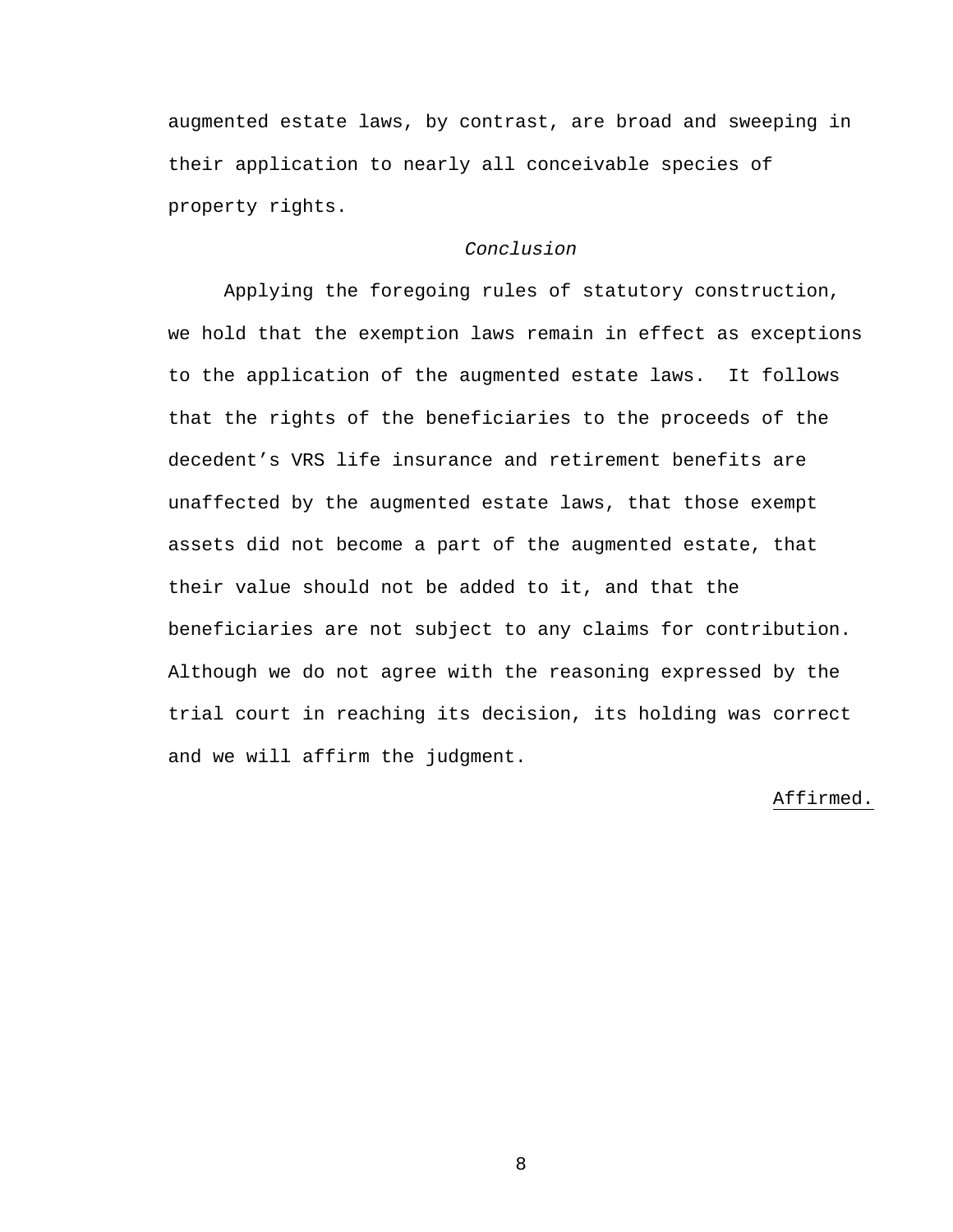augmented estate laws, by contrast, are broad and sweeping in their application to nearly all conceivable species of property rights.

*Conclusion*

Applying the foregoing rules of statutory construction, we hold that the exemption laws remain in effect as exceptions to the application of the augmented estate laws. It follows that the rights of the beneficiaries to the proceeds of the decedent's VRS life insurance and retirement benefits are unaffected by the augmented estate laws, that those exempt assets did not become a part of the augmented estate, that their value should not be added to it, and that the beneficiaries are not subject to any claims for contribution. Although we do not agree with the reasoning expressed by the trial court in reaching its decision, its holding was correct and we will affirm the judgment.

Affirmed.